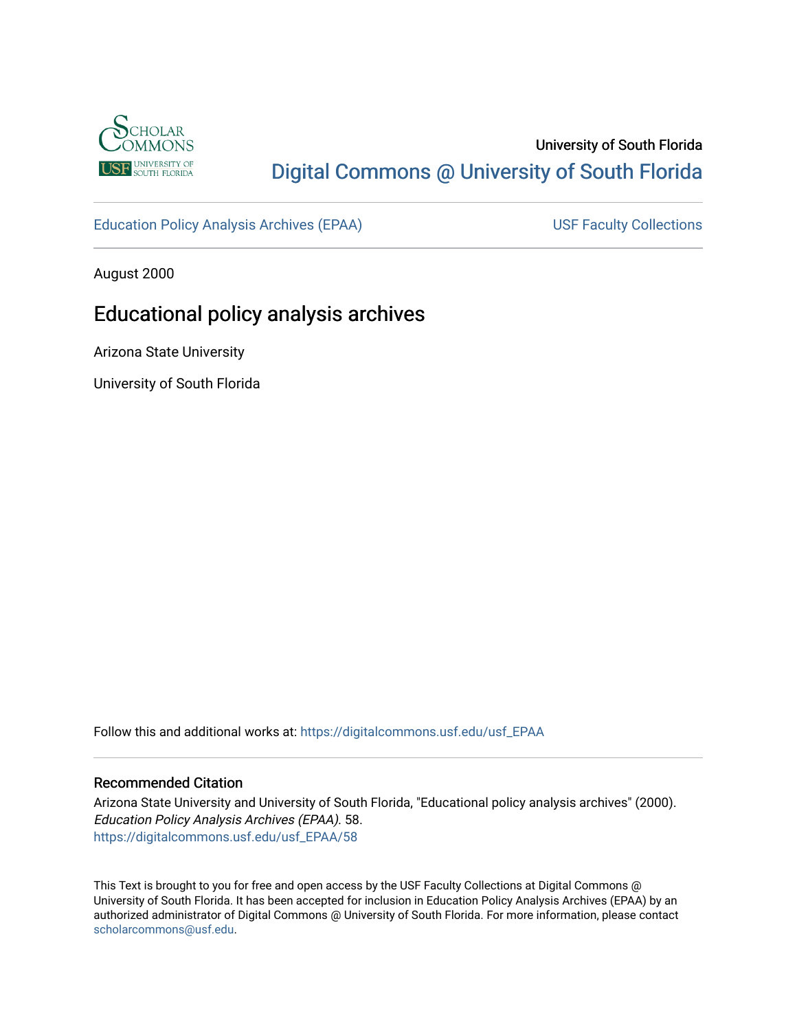University of South Florida

Digital Commons @ University of South Florida

Education Policy Analysis Archives (EPAA)

USF Faculty Collections

August 2000

# Educational policy analysis archives

Arizona State University

University of South Florida

Follow this and additional works at: https://digitalcommons.usf.edu/usf_EPAA

## Recommended Citation

Arizona State University and University of South Florida, "Educational policy analysis archives" (2000). *Education Policy Analysis Archives (EPAA)*. 58.
https://digitalcommons.usf.edu/usf_EPAA/58

This Text is brought to you for free and open access by the USF Faculty Collections at Digital Commons @ University of South Florida. It has been accepted for inclusion in Education Policy Analysis Archives (EPAA) by an authorized administrator of Digital Commons @ University of South Florida. For more information, please contact scholarcommons@usf.edu.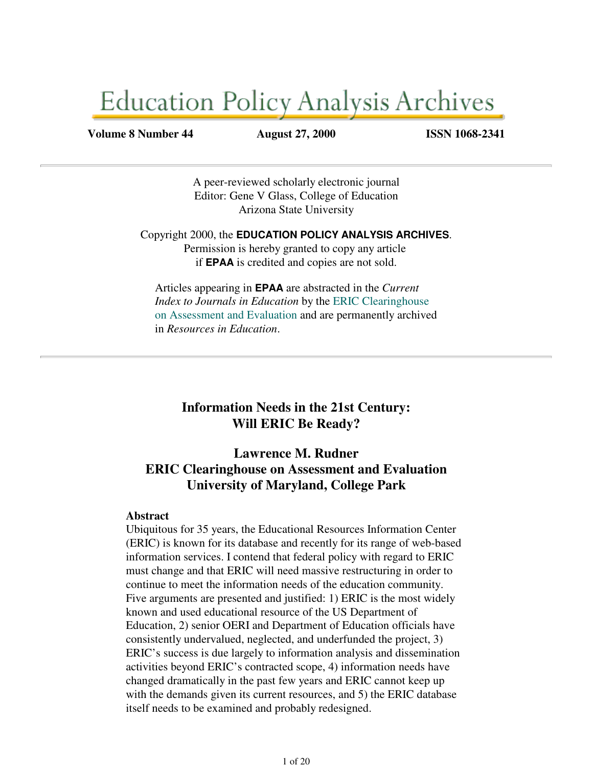# Education Policy Analysis Archives

**Volume 8 Number 44** **August 27, 2000** **ISSN 1068-2341**

---

A peer-reviewed scholarly electronic journal
Editor: Gene V Glass, College of Education
Arizona State University

Copyright 2000, the **EDUCATION POLICY ANALYSIS ARCHIVES**.
Permission is hereby granted to copy any article
if **EPAA** is credited and copies are not sold.

Articles appearing in **EPAA** are abstracted in the *Current Index to Journals in Education* by the ERIC Clearinghouse on Assessment and Evaluation and are permanently archived in *Resources in Education*.

---

## Information Needs in the 21st Century: Will ERIC Be Ready?

### Lawrence M. Rudner
### ERIC Clearinghouse on Assessment and Evaluation
### University of Maryland, College Park

**Abstract**
Ubiquitous for 35 years, the Educational Resources Information Center (ERIC) is known for its database and recently for its range of web-based information services. I contend that federal policy with regard to ERIC must change and that ERIC will need massive restructuring in order to continue to meet the information needs of the education community. Five arguments are presented and justified: 1) ERIC is the most widely known and used educational resource of the US Department of Education, 2) senior OERI and Department of Education officials have consistently undervalued, neglected, and underfunded the project, 3) ERIC's success is due largely to information analysis and dissemination activities beyond ERIC's contracted scope, 4) information needs have changed dramatically in the past few years and ERIC cannot keep up with the demands given its current resources, and 5) the ERIC database itself needs to be examined and probably redesigned.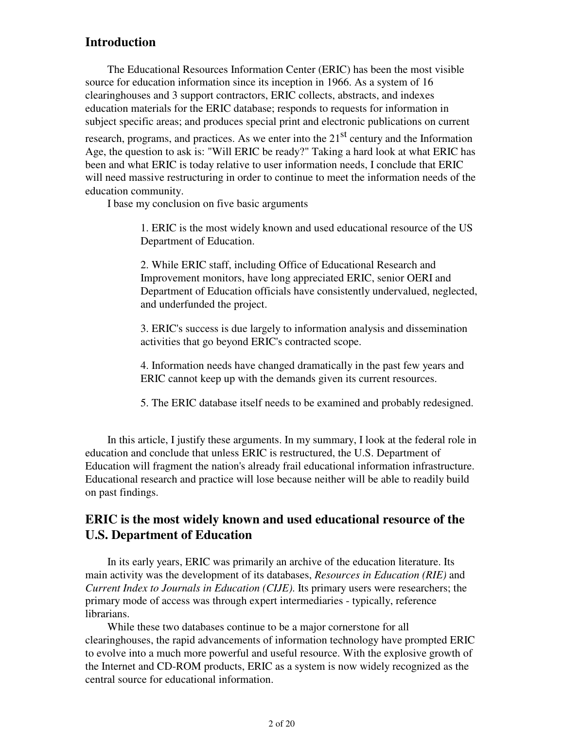## Introduction

The Educational Resources Information Center (ERIC) has been the most visible source for education information since its inception in 1966. As a system of 16 clearinghouses and 3 support contractors, ERIC collects, abstracts, and indexes education materials for the ERIC database; responds to requests for information in subject specific areas; and produces special print and electronic publications on current research, programs, and practices. As we enter into the 21st century and the Information Age, the question to ask is: "Will ERIC be ready?" Taking a hard look at what ERIC has been and what ERIC is today relative to user information needs, I conclude that ERIC will need massive restructuring in order to continue to meet the information needs of the education community.

I base my conclusion on five basic arguments

1. ERIC is the most widely known and used educational resource of the US Department of Education.

2. While ERIC staff, including Office of Educational Research and Improvement monitors, have long appreciated ERIC, senior OERI and Department of Education officials have consistently undervalued, neglected, and underfunded the project.

3. ERIC's success is due largely to information analysis and dissemination activities that go beyond ERIC's contracted scope.

4. Information needs have changed dramatically in the past few years and ERIC cannot keep up with the demands given its current resources.

5. The ERIC database itself needs to be examined and probably redesigned.

In this article, I justify these arguments. In my summary, I look at the federal role in education and conclude that unless ERIC is restructured, the U.S. Department of Education will fragment the nation's already frail educational information infrastructure. Educational research and practice will lose because neither will be able to readily build on past findings.

## ERIC is the most widely known and used educational resource of the U.S. Department of Education

In its early years, ERIC was primarily an archive of the education literature. Its main activity was the development of its databases, *Resources in Education (RIE)* and *Current Index to Journals in Education (CIJE)*. Its primary users were researchers; the primary mode of access was through expert intermediaries - typically, reference librarians.

While these two databases continue to be a major cornerstone for all clearinghouses, the rapid advancements of information technology have prompted ERIC to evolve into a much more powerful and useful resource. With the explosive growth of the Internet and CD-ROM products, ERIC as a system is now widely recognized as the central source for educational information.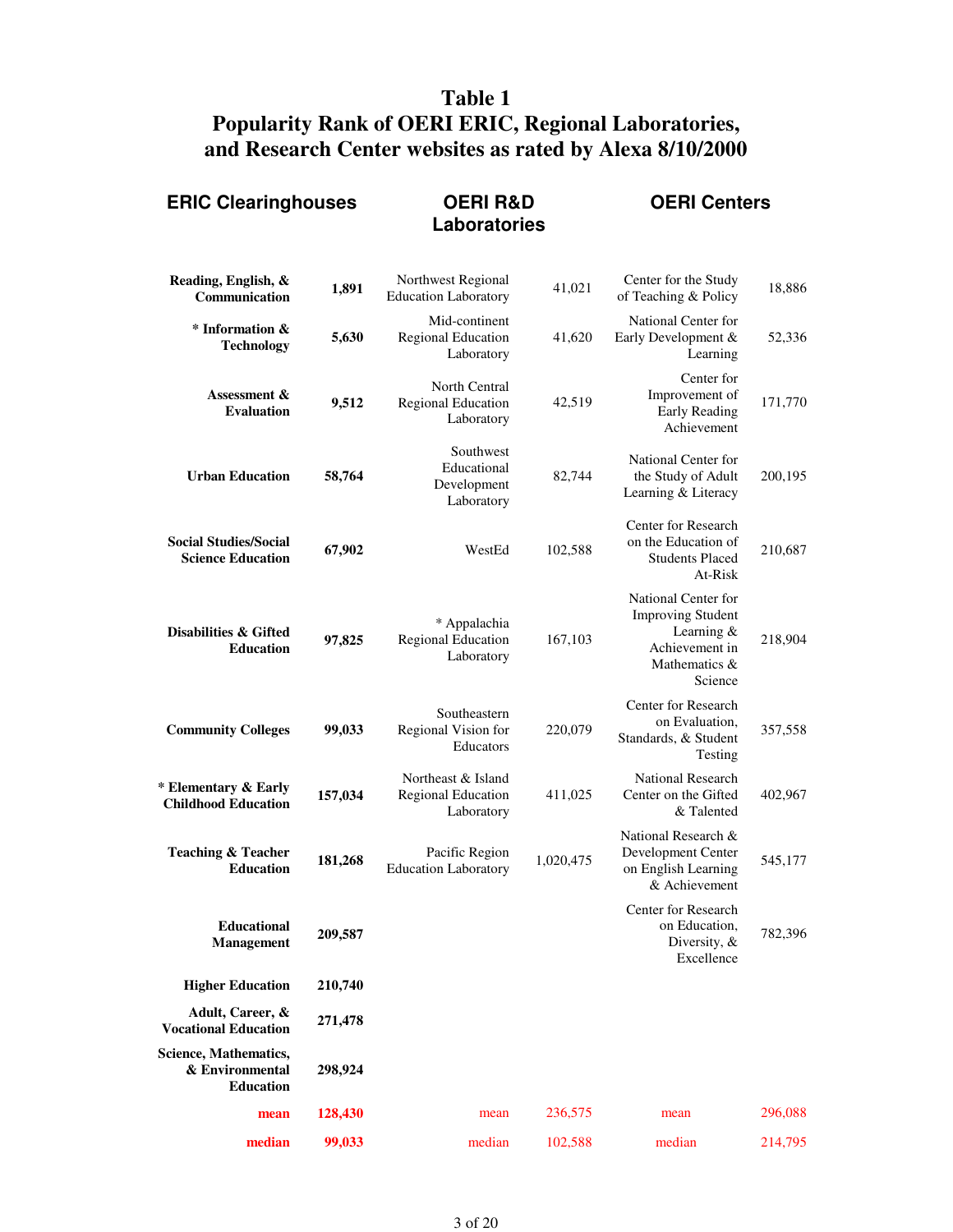# Table 1
# Popularity Rank of OERI ERIC, Regional Laboratories, and Research Center websites as rated by Alexa 8/10/2000

| ERIC Clearinghouses | | OERI R&D Laboratories | | OERI Centers | |
|---|---|---|---|---|---|
| **Reading, English, & Communication** | **1,891** | Northwest Regional Education Laboratory | 41,021 | Center for the Study of Teaching & Policy | 18,886 |
| **\* Information & Technology** | **5,630** | Mid-continent Regional Education Laboratory | 41,620 | National Center for Early Development & Learning | 52,336 |
| **Assessment & Evaluation** | **9,512** | North Central Regional Education Laboratory | 42,519 | Center for Improvement of Early Reading Achievement | 171,770 |
| **Urban Education** | **58,764** | Southwest Educational Development Laboratory | 82,744 | National Center for the Study of Adult Learning & Literacy | 200,195 |
| **Social Studies/Social Science Education** | **67,902** | WestEd | 102,588 | Center for Research on the Education of Students Placed At-Risk | 210,687 |
| **Disabilities & Gifted Education** | **97,825** | * Appalachia Regional Education Laboratory | 167,103 | National Center for Improving Student Learning & Achievement in Mathematics & Science | 218,904 |
| **Community Colleges** | **99,033** | Southeastern Regional Vision for Educators | 220,079 | Center for Research on Evaluation, Standards, & Student Testing | 357,558 |
| **\* Elementary & Early Childhood Education** | **157,034** | Northeast & Island Regional Education Laboratory | 411,025 | National Research Center on the Gifted & Talented | 402,967 |
| **Teaching & Teacher Education** | **181,268** | Pacific Region Education Laboratory | 1,020,475 | National Research & Development Center on English Learning & Achievement | 545,177 |
| **Educational Management** | **209,587** | | | Center for Research on Education, Diversity, & Excellence | 782,396 |
| **Higher Education** | **210,740** | | | | |
| **Adult, Career, & Vocational Education** | **271,478** | | | | |
| **Science, Mathematics, & Environmental Education** | **298,924** | | | | |
| **mean** | **128,430** | mean | 236,575 | mean | 296,088 |
| **median** | **99,033** | median | 102,588 | median | 214,795 |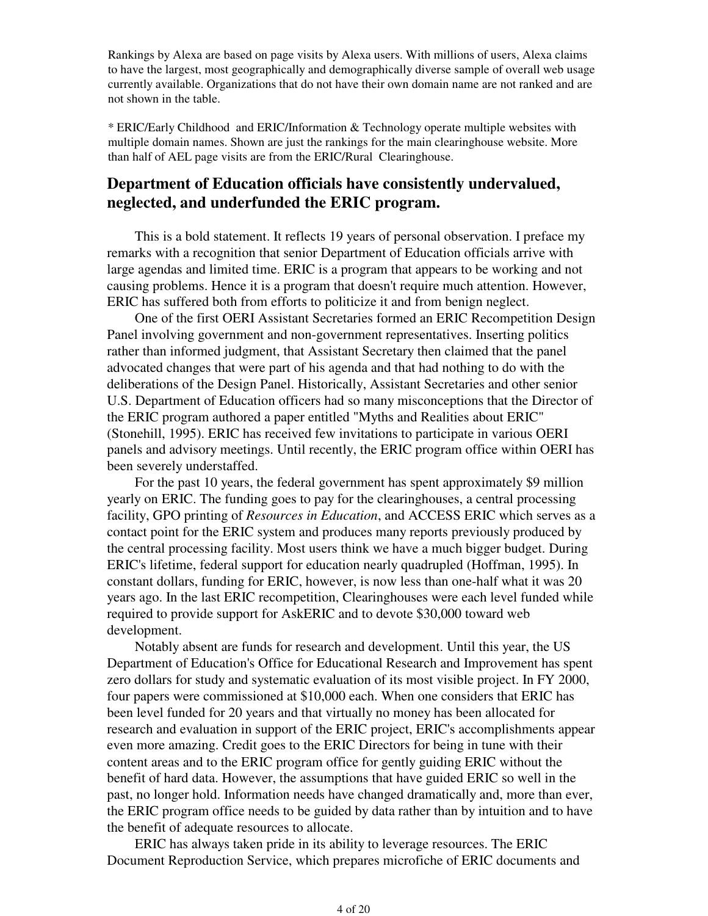Rankings by Alexa are based on page visits by Alexa users. With millions of users, Alexa claims to have the largest, most geographically and demographically diverse sample of overall web usage currently available. Organizations that do not have their own domain name are not ranked and are not shown in the table.

* ERIC/Early Childhood and ERIC/Information & Technology operate multiple websites with multiple domain names. Shown are just the rankings for the main clearinghouse website. More than half of AEL page visits are from the ERIC/Rural Clearinghouse.

## Department of Education officials have consistently undervalued, neglected, and underfunded the ERIC program.

This is a bold statement. It reflects 19 years of personal observation. I preface my remarks with a recognition that senior Department of Education officials arrive with large agendas and limited time. ERIC is a program that appears to be working and not causing problems. Hence it is a program that doesn't require much attention. However, ERIC has suffered both from efforts to politicize it and from benign neglect.

One of the first OERI Assistant Secretaries formed an ERIC Recompetition Design Panel involving government and non-government representatives. Inserting politics rather than informed judgment, that Assistant Secretary then claimed that the panel advocated changes that were part of his agenda and that had nothing to do with the deliberations of the Design Panel. Historically, Assistant Secretaries and other senior U.S. Department of Education officers had so many misconceptions that the Director of the ERIC program authored a paper entitled "Myths and Realities about ERIC" (Stonehill, 1995). ERIC has received few invitations to participate in various OERI panels and advisory meetings. Until recently, the ERIC program office within OERI has been severely understaffed.

For the past 10 years, the federal government has spent approximately $9 million yearly on ERIC. The funding goes to pay for the clearinghouses, a central processing facility, GPO printing of *Resources in Education*, and ACCESS ERIC which serves as a contact point for the ERIC system and produces many reports previously produced by the central processing facility. Most users think we have a much bigger budget. During ERIC's lifetime, federal support for education nearly quadrupled (Hoffman, 1995). In constant dollars, funding for ERIC, however, is now less than one-half what it was 20 years ago. In the last ERIC recompetition, Clearinghouses were each level funded while required to provide support for AskERIC and to devote $30,000 toward web development.

Notably absent are funds for research and development. Until this year, the US Department of Education's Office for Educational Research and Improvement has spent zero dollars for study and systematic evaluation of its most visible project. In FY 2000, four papers were commissioned at $10,000 each. When one considers that ERIC has been level funded for 20 years and that virtually no money has been allocated for research and evaluation in support of the ERIC project, ERIC's accomplishments appear even more amazing. Credit goes to the ERIC Directors for being in tune with their content areas and to the ERIC program office for gently guiding ERIC without the benefit of hard data. However, the assumptions that have guided ERIC so well in the past, no longer hold. Information needs have changed dramatically and, more than ever, the ERIC program office needs to be guided by data rather than by intuition and to have the benefit of adequate resources to allocate.

ERIC has always taken pride in its ability to leverage resources. The ERIC Document Reproduction Service, which prepares microfiche of ERIC documents and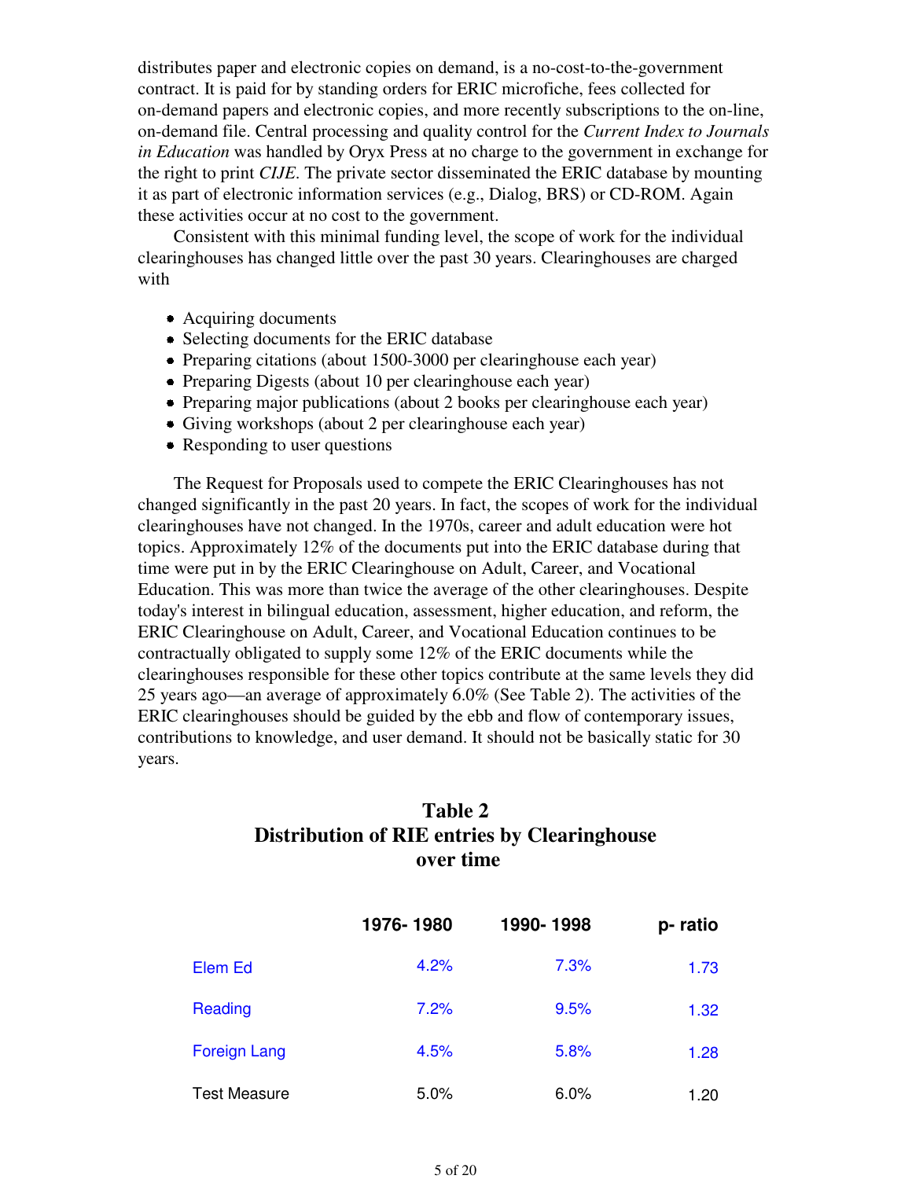distributes paper and electronic copies on demand, is a no-cost-to-the-government contract. It is paid for by standing orders for ERIC microfiche, fees collected for on-demand papers and electronic copies, and more recently subscriptions to the on-line, on-demand file. Central processing and quality control for the *Current Index to Journals in Education* was handled by Oryx Press at no charge to the government in exchange for the right to print *CIJE*. The private sector disseminated the ERIC database by mounting it as part of electronic information services (e.g., Dialog, BRS) or CD-ROM. Again these activities occur at no cost to the government.

Consistent with this minimal funding level, the scope of work for the individual clearinghouses has changed little over the past 30 years. Clearinghouses are charged with

- Acquiring documents
- Selecting documents for the ERIC database
- Preparing citations (about 1500-3000 per clearinghouse each year)
- Preparing Digests (about 10 per clearinghouse each year)
- Preparing major publications (about 2 books per clearinghouse each year)
- Giving workshops (about 2 per clearinghouse each year)
- Responding to user questions

The Request for Proposals used to compete the ERIC Clearinghouses has not changed significantly in the past 20 years. In fact, the scopes of work for the individual clearinghouses have not changed. In the 1970s, career and adult education were hot topics. Approximately 12% of the documents put into the ERIC database during that time were put in by the ERIC Clearinghouse on Adult, Career, and Vocational Education. This was more than twice the average of the other clearinghouses. Despite today's interest in bilingual education, assessment, higher education, and reform, the ERIC Clearinghouse on Adult, Career, and Vocational Education continues to be contractually obligated to supply some 12% of the ERIC documents while the clearinghouses responsible for these other topics contribute at the same levels they did 25 years ago—an average of approximately 6.0% (See Table 2). The activities of the ERIC clearinghouses should be guided by the ebb and flow of contemporary issues, contributions to knowledge, and user demand. It should not be basically static for 30 years.

## Table 2
## Distribution of RIE entries by Clearinghouse over time

| | 1976- 1980 | 1990- 1998 | p- ratio |
|---|---|---|---|
| Elem Ed | 4.2% | 7.3% | 1.73 |
| Reading | 7.2% | 9.5% | 1.32 |
| Foreign Lang | 4.5% | 5.8% | 1.28 |
| Test Measure | 5.0% | 6.0% | 1.20 |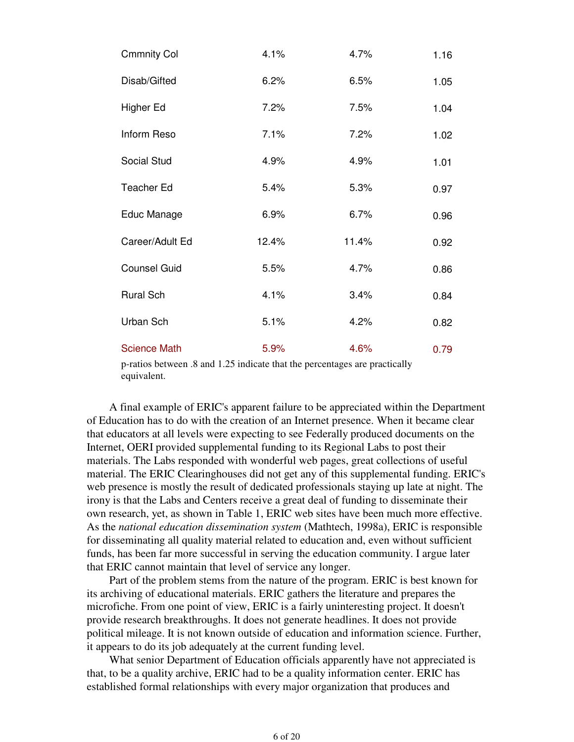| | | | |
|---|---|---|---|
| Cmmnity Col | 4.1% | 4.7% | 1.16 |
| Disab/Gifted | 6.2% | 6.5% | 1.05 |
| Higher Ed | 7.2% | 7.5% | 1.04 |
| Inform Reso | 7.1% | 7.2% | 1.02 |
| Social Stud | 4.9% | 4.9% | 1.01 |
| Teacher Ed | 5.4% | 5.3% | 0.97 |
| Educ Manage | 6.9% | 6.7% | 0.96 |
| Career/Adult Ed | 12.4% | 11.4% | 0.92 |
| Counsel Guid | 5.5% | 4.7% | 0.86 |
| Rural Sch | 4.1% | 3.4% | 0.84 |
| Urban Sch | 5.1% | 4.2% | 0.82 |
| Science Math | 5.9% | 4.6% | 0.79 |

p-ratios between .8 and 1.25 indicate that the percentages are practically equivalent.

A final example of ERIC's apparent failure to be appreciated within the Department of Education has to do with the creation of an Internet presence. When it became clear that educators at all levels were expecting to see Federally produced documents on the Internet, OERI provided supplemental funding to its Regional Labs to post their materials. The Labs responded with wonderful web pages, great collections of useful material. The ERIC Clearinghouses did not get any of this supplemental funding. ERIC's web presence is mostly the result of dedicated professionals staying up late at night. The irony is that the Labs and Centers receive a great deal of funding to disseminate their own research, yet, as shown in Table 1, ERIC web sites have been much more effective. As the *national education dissemination system* (Mathtech, 1998a), ERIC is responsible for disseminating all quality material related to education and, even without sufficient funds, has been far more successful in serving the education community. I argue later that ERIC cannot maintain that level of service any longer.

Part of the problem stems from the nature of the program. ERIC is best known for its archiving of educational materials. ERIC gathers the literature and prepares the microfiche. From one point of view, ERIC is a fairly uninteresting project. It doesn't provide research breakthroughs. It does not generate headlines. It does not provide political mileage. It is not known outside of education and information science. Further, it appears to do its job adequately at the current funding level.

What senior Department of Education officials apparently have not appreciated is that, to be a quality archive, ERIC had to be a quality information center. ERIC has established formal relationships with every major organization that produces and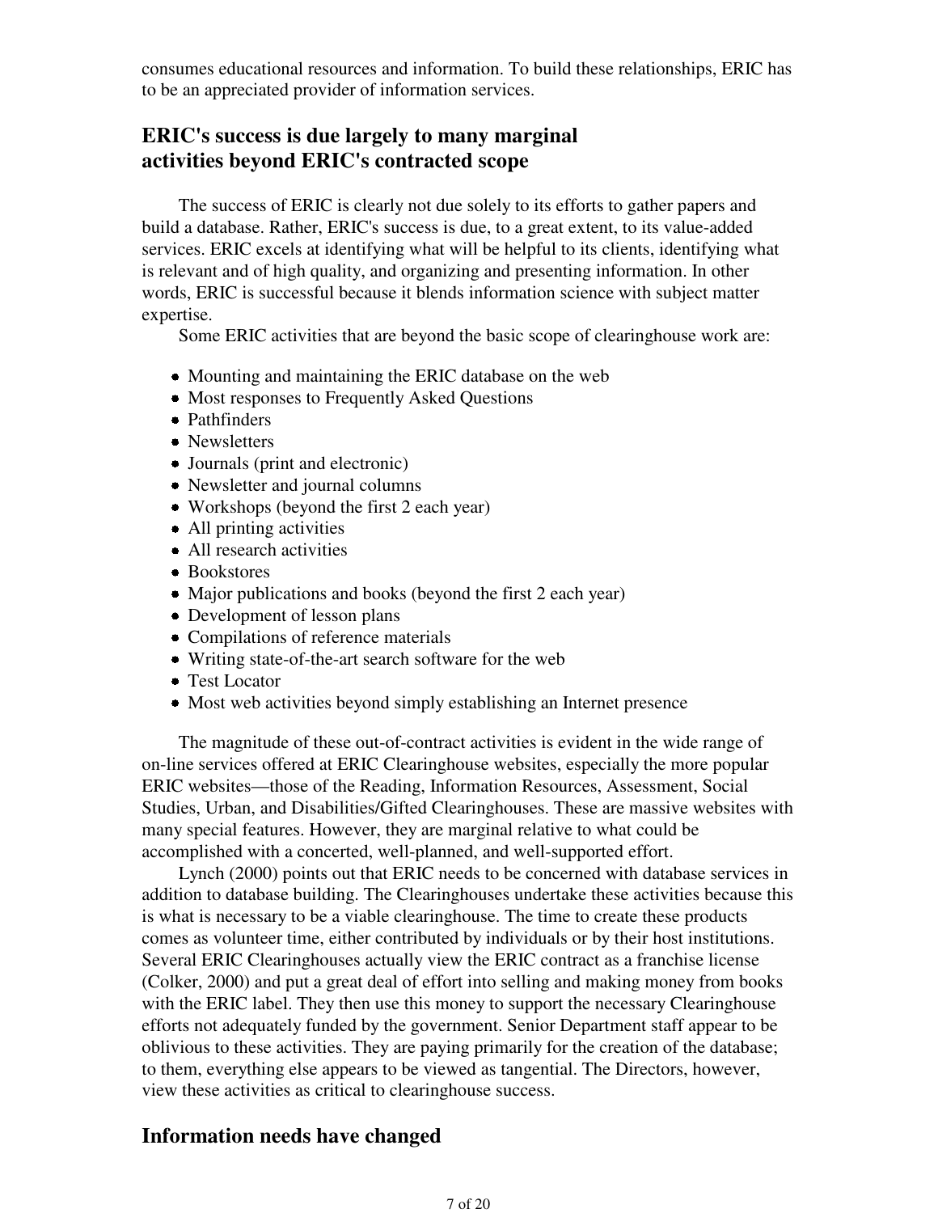consumes educational resources and information. To build these relationships, ERIC has to be an appreciated provider of information services.

## ERIC's success is due largely to many marginal activities beyond ERIC's contracted scope

The success of ERIC is clearly not due solely to its efforts to gather papers and build a database. Rather, ERIC's success is due, to a great extent, to its value-added services. ERIC excels at identifying what will be helpful to its clients, identifying what is relevant and of high quality, and organizing and presenting information. In other words, ERIC is successful because it blends information science with subject matter expertise.

Some ERIC activities that are beyond the basic scope of clearinghouse work are:

- Mounting and maintaining the ERIC database on the web
- Most responses to Frequently Asked Questions
- Pathfinders
- Newsletters
- Journals (print and electronic)
- Newsletter and journal columns
- Workshops (beyond the first 2 each year)
- All printing activities
- All research activities
- Bookstores
- Major publications and books (beyond the first 2 each year)
- Development of lesson plans
- Compilations of reference materials
- Writing state-of-the-art search software for the web
- Test Locator
- Most web activities beyond simply establishing an Internet presence

The magnitude of these out-of-contract activities is evident in the wide range of on-line services offered at ERIC Clearinghouse websites, especially the more popular ERIC websites—those of the Reading, Information Resources, Assessment, Social Studies, Urban, and Disabilities/Gifted Clearinghouses. These are massive websites with many special features. However, they are marginal relative to what could be accomplished with a concerted, well-planned, and well-supported effort.

Lynch (2000) points out that ERIC needs to be concerned with database services in addition to database building. The Clearinghouses undertake these activities because this is what is necessary to be a viable clearinghouse. The time to create these products comes as volunteer time, either contributed by individuals or by their host institutions. Several ERIC Clearinghouses actually view the ERIC contract as a franchise license (Colker, 2000) and put a great deal of effort into selling and making money from books with the ERIC label. They then use this money to support the necessary Clearinghouse efforts not adequately funded by the government. Senior Department staff appear to be oblivious to these activities. They are paying primarily for the creation of the database; to them, everything else appears to be viewed as tangential. The Directors, however, view these activities as critical to clearinghouse success.

## Information needs have changed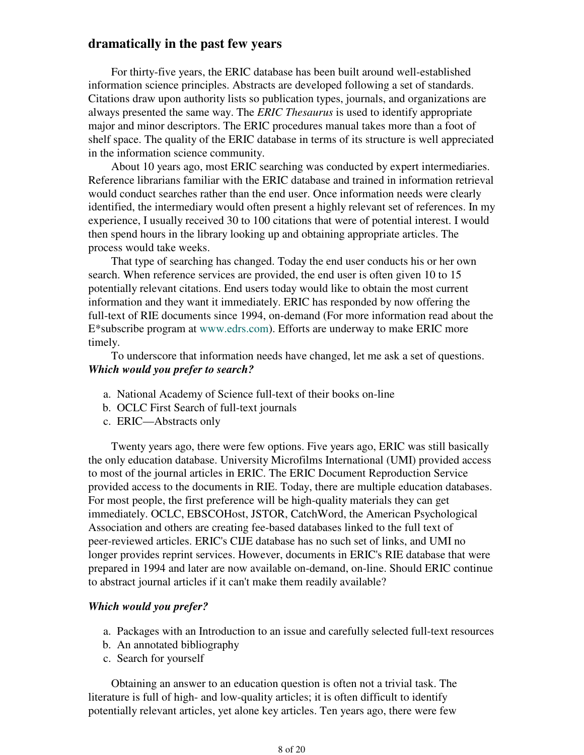## dramatically in the past few years

For thirty-five years, the ERIC database has been built around well-established information science principles. Abstracts are developed following a set of standards. Citations draw upon authority lists so publication types, journals, and organizations are always presented the same way. The *ERIC Thesaurus* is used to identify appropriate major and minor descriptors. The ERIC procedures manual takes more than a foot of shelf space. The quality of the ERIC database in terms of its structure is well appreciated in the information science community.

About 10 years ago, most ERIC searching was conducted by expert intermediaries. Reference librarians familiar with the ERIC database and trained in information retrieval would conduct searches rather than the end user. Once information needs were clearly identified, the intermediary would often present a highly relevant set of references. In my experience, I usually received 30 to 100 citations that were of potential interest. I would then spend hours in the library looking up and obtaining appropriate articles. The process would take weeks.

That type of searching has changed. Today the end user conducts his or her own search. When reference services are provided, the end user is often given 10 to 15 potentially relevant citations. End users today would like to obtain the most current information and they want it immediately. ERIC has responded by now offering the full-text of RIE documents since 1994, on-demand (For more information read about the E*subscribe program at www.edrs.com). Efforts are underway to make ERIC more timely.

To underscore that information needs have changed, let me ask a set of questions. ***Which would you prefer to search?***

a. National Academy of Science full-text of their books on-line
b. OCLC First Search of full-text journals
c. ERIC—Abstracts only

Twenty years ago, there were few options. Five years ago, ERIC was still basically the only education database. University Microfilms International (UMI) provided access to most of the journal articles in ERIC. The ERIC Document Reproduction Service provided access to the documents in RIE. Today, there are multiple education databases. For most people, the first preference will be high-quality materials they can get immediately. OCLC, EBSCOHost, JSTOR, CatchWord, the American Psychological Association and others are creating fee-based databases linked to the full text of peer-reviewed articles. ERIC's CIJE database has no such set of links, and UMI no longer provides reprint services. However, documents in ERIC's RIE database that were prepared in 1994 and later are now available on-demand, on-line. Should ERIC continue to abstract journal articles if it can't make them readily available?

***Which would you prefer?***

a. Packages with an Introduction to an issue and carefully selected full-text resources
b. An annotated bibliography
c. Search for yourself

Obtaining an answer to an education question is often not a trivial task. The literature is full of high- and low-quality articles; it is often difficult to identify potentially relevant articles, yet alone key articles. Ten years ago, there were few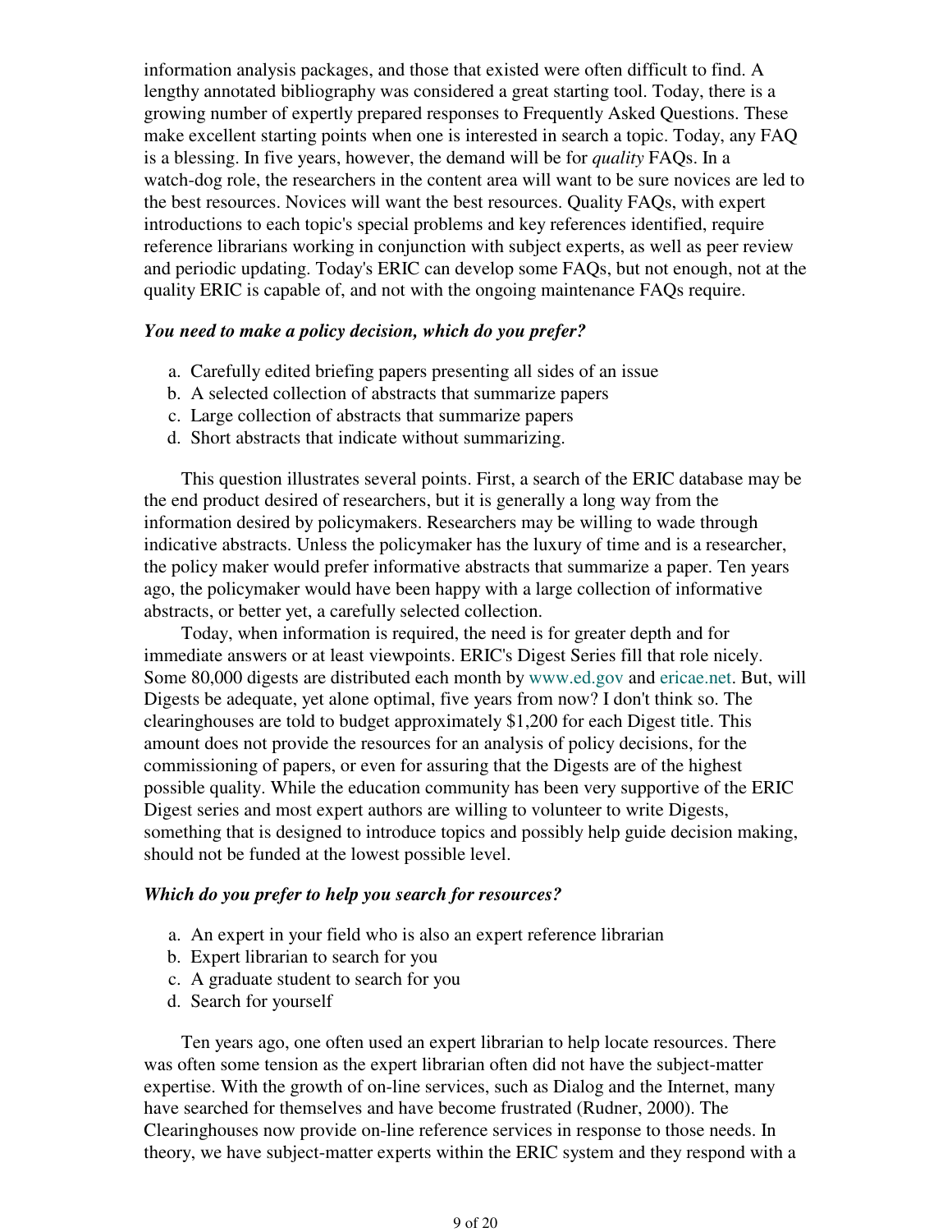information analysis packages, and those that existed were often difficult to find. A lengthy annotated bibliography was considered a great starting tool. Today, there is a growing number of expertly prepared responses to Frequently Asked Questions. These make excellent starting points when one is interested in search a topic. Today, any FAQ is a blessing. In five years, however, the demand will be for *quality* FAQs. In a watch-dog role, the researchers in the content area will want to be sure novices are led to the best resources. Novices will want the best resources. Quality FAQs, with expert introductions to each topic's special problems and key references identified, require reference librarians working in conjunction with subject experts, as well as peer review and periodic updating. Today's ERIC can develop some FAQs, but not enough, not at the quality ERIC is capable of, and not with the ongoing maintenance FAQs require.

***You need to make a policy decision, which do you prefer?***

a. Carefully edited briefing papers presenting all sides of an issue
b. A selected collection of abstracts that summarize papers
c. Large collection of abstracts that summarize papers
d. Short abstracts that indicate without summarizing.

This question illustrates several points. First, a search of the ERIC database may be the end product desired of researchers, but it is generally a long way from the information desired by policymakers. Researchers may be willing to wade through indicative abstracts. Unless the policymaker has the luxury of time and is a researcher, the policy maker would prefer informative abstracts that summarize a paper. Ten years ago, the policymaker would have been happy with a large collection of informative abstracts, or better yet, a carefully selected collection.

Today, when information is required, the need is for greater depth and for immediate answers or at least viewpoints. ERIC's Digest Series fill that role nicely. Some 80,000 digests are distributed each month by www.ed.gov and ericae.net. But, will Digests be adequate, yet alone optimal, five years from now? I don't think so. The clearinghouses are told to budget approximately $1,200 for each Digest title. This amount does not provide the resources for an analysis of policy decisions, for the commissioning of papers, or even for assuring that the Digests are of the highest possible quality. While the education community has been very supportive of the ERIC Digest series and most expert authors are willing to volunteer to write Digests, something that is designed to introduce topics and possibly help guide decision making, should not be funded at the lowest possible level.

***Which do you prefer to help you search for resources?***

a. An expert in your field who is also an expert reference librarian
b. Expert librarian to search for you
c. A graduate student to search for you
d. Search for yourself

Ten years ago, one often used an expert librarian to help locate resources. There was often some tension as the expert librarian often did not have the subject-matter expertise. With the growth of on-line services, such as Dialog and the Internet, many have searched for themselves and have become frustrated (Rudner, 2000). The Clearinghouses now provide on-line reference services in response to those needs. In theory, we have subject-matter experts within the ERIC system and they respond with a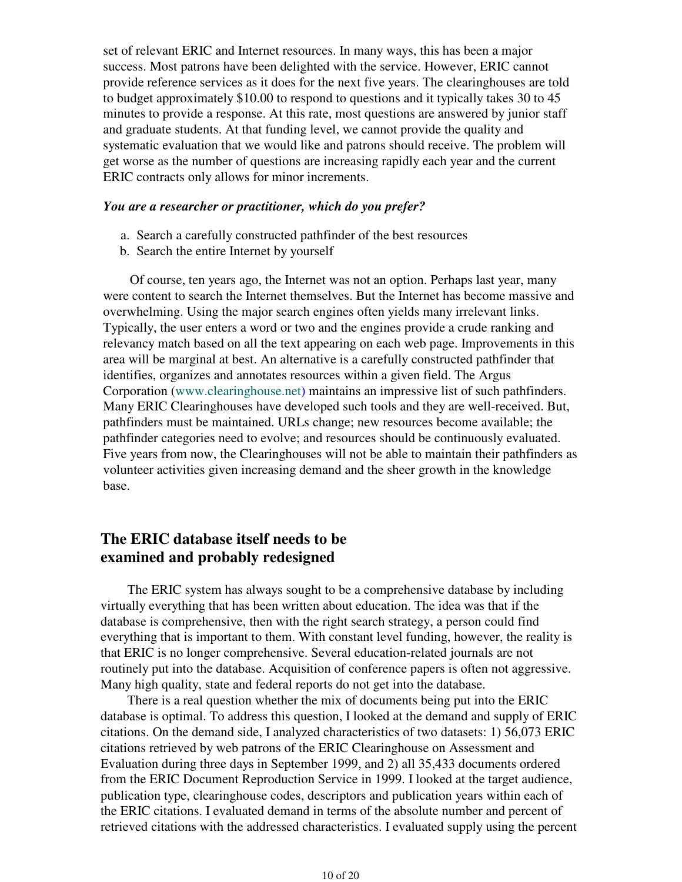set of relevant ERIC and Internet resources. In many ways, this has been a major success. Most patrons have been delighted with the service. However, ERIC cannot provide reference services as it does for the next five years. The clearinghouses are told to budget approximately $10.00 to respond to questions and it typically takes 30 to 45 minutes to provide a response. At this rate, most questions are answered by junior staff and graduate students. At that funding level, we cannot provide the quality and systematic evaluation that we would like and patrons should receive. The problem will get worse as the number of questions are increasing rapidly each year and the current ERIC contracts only allows for minor increments.

***You are a researcher or practitioner, which do you prefer?***

a. Search a carefully constructed pathfinder of the best resources
b. Search the entire Internet by yourself

Of course, ten years ago, the Internet was not an option. Perhaps last year, many were content to search the Internet themselves. But the Internet has become massive and overwhelming. Using the major search engines often yields many irrelevant links. Typically, the user enters a word or two and the engines provide a crude ranking and relevancy match based on all the text appearing on each web page. Improvements in this area will be marginal at best. An alternative is a carefully constructed pathfinder that identifies, organizes and annotates resources within a given field. The Argus Corporation (www.clearinghouse.net) maintains an impressive list of such pathfinders. Many ERIC Clearinghouses have developed such tools and they are well-received. But, pathfinders must be maintained. URLs change; new resources become available; the pathfinder categories need to evolve; and resources should be continuously evaluated. Five years from now, the Clearinghouses will not be able to maintain their pathfinders as volunteer activities given increasing demand and the sheer growth in the knowledge base.

## The ERIC database itself needs to be examined and probably redesigned

The ERIC system has always sought to be a comprehensive database by including virtually everything that has been written about education. The idea was that if the database is comprehensive, then with the right search strategy, a person could find everything that is important to them. With constant level funding, however, the reality is that ERIC is no longer comprehensive. Several education-related journals are not routinely put into the database. Acquisition of conference papers is often not aggressive. Many high quality, state and federal reports do not get into the database.

There is a real question whether the mix of documents being put into the ERIC database is optimal. To address this question, I looked at the demand and supply of ERIC citations. On the demand side, I analyzed characteristics of two datasets: 1) 56,073 ERIC citations retrieved by web patrons of the ERIC Clearinghouse on Assessment and Evaluation during three days in September 1999, and 2) all 35,433 documents ordered from the ERIC Document Reproduction Service in 1999. I looked at the target audience, publication type, clearinghouse codes, descriptors and publication years within each of the ERIC citations. I evaluated demand in terms of the absolute number and percent of retrieved citations with the addressed characteristics. I evaluated supply using the percent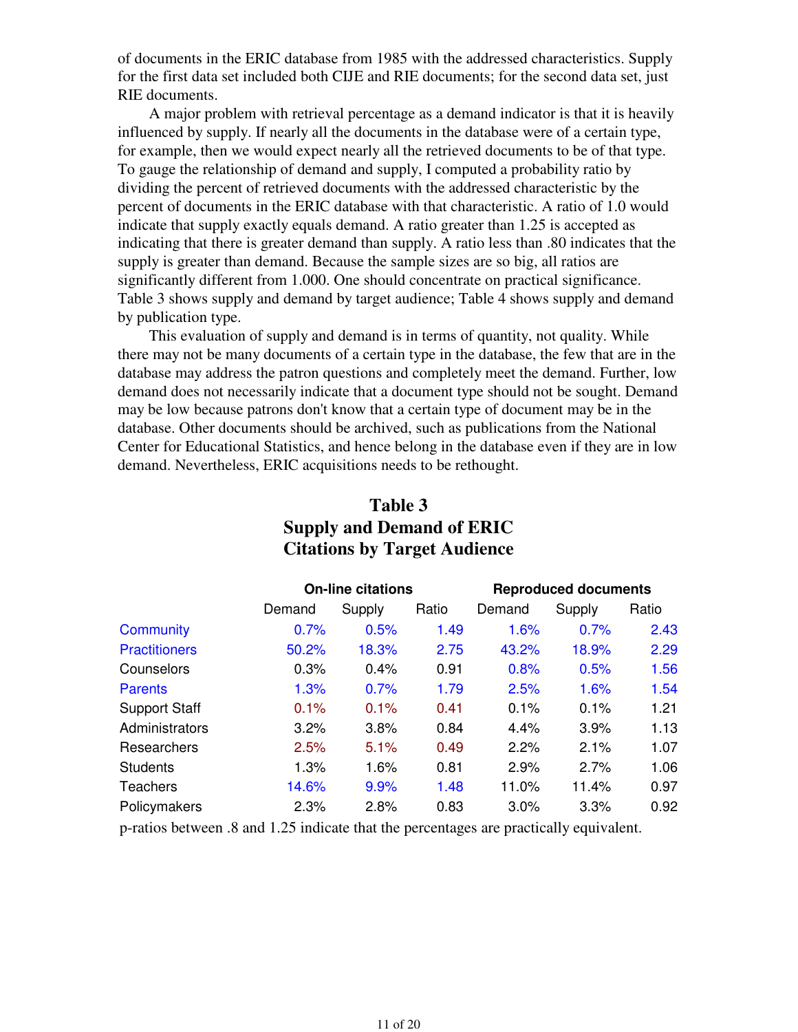of documents in the ERIC database from 1985 with the addressed characteristics. Supply for the first data set included both CIJE and RIE documents; for the second data set, just RIE documents.

A major problem with retrieval percentage as a demand indicator is that it is heavily influenced by supply. If nearly all the documents in the database were of a certain type, for example, then we would expect nearly all the retrieved documents to be of that type. To gauge the relationship of demand and supply, I computed a probability ratio by dividing the percent of retrieved documents with the addressed characteristic by the percent of documents in the ERIC database with that characteristic. A ratio of 1.0 would indicate that supply exactly equals demand. A ratio greater than 1.25 is accepted as indicating that there is greater demand than supply. A ratio less than .80 indicates that the supply is greater than demand. Because the sample sizes are so big, all ratios are significantly different from 1.000. One should concentrate on practical significance. Table 3 shows supply and demand by target audience; Table 4 shows supply and demand by publication type.

This evaluation of supply and demand is in terms of quantity, not quality. While there may not be many documents of a certain type in the database, the few that are in the database may address the patron questions and completely meet the demand. Further, low demand does not necessarily indicate that a document type should not be sought. Demand may be low because patrons don't know that a certain type of document may be in the database. Other documents should be archived, such as publications from the National Center for Educational Statistics, and hence belong in the database even if they are in low demand. Nevertheless, ERIC acquisitions needs to be rethought.

## Table 3
## Supply and Demand of ERIC Citations by Target Audience

| | On-line citations | | | Reproduced documents | | |
|---|---|---|---|---|---|---|
| | Demand | Supply | Ratio | Demand | Supply | Ratio |
| Community | 0.7% | 0.5% | 1.49 | 1.6% | 0.7% | 2.43 |
| Practitioners | 50.2% | 18.3% | 2.75 | 43.2% | 18.9% | 2.29 |
| Counselors | 0.3% | 0.4% | 0.91 | 0.8% | 0.5% | 1.56 |
| Parents | 1.3% | 0.7% | 1.79 | 2.5% | 1.6% | 1.54 |
| Support Staff | 0.1% | 0.1% | 0.41 | 0.1% | 0.1% | 1.21 |
| Administrators | 3.2% | 3.8% | 0.84 | 4.4% | 3.9% | 1.13 |
| Researchers | 2.5% | 5.1% | 0.49 | 2.2% | 2.1% | 1.07 |
| Students | 1.3% | 1.6% | 0.81 | 2.9% | 2.7% | 1.06 |
| Teachers | 14.6% | 9.9% | 1.48 | 11.0% | 11.4% | 0.97 |
| Policymakers | 2.3% | 2.8% | 0.83 | 3.0% | 3.3% | 0.92 |

p-ratios between .8 and 1.25 indicate that the percentages are practically equivalent.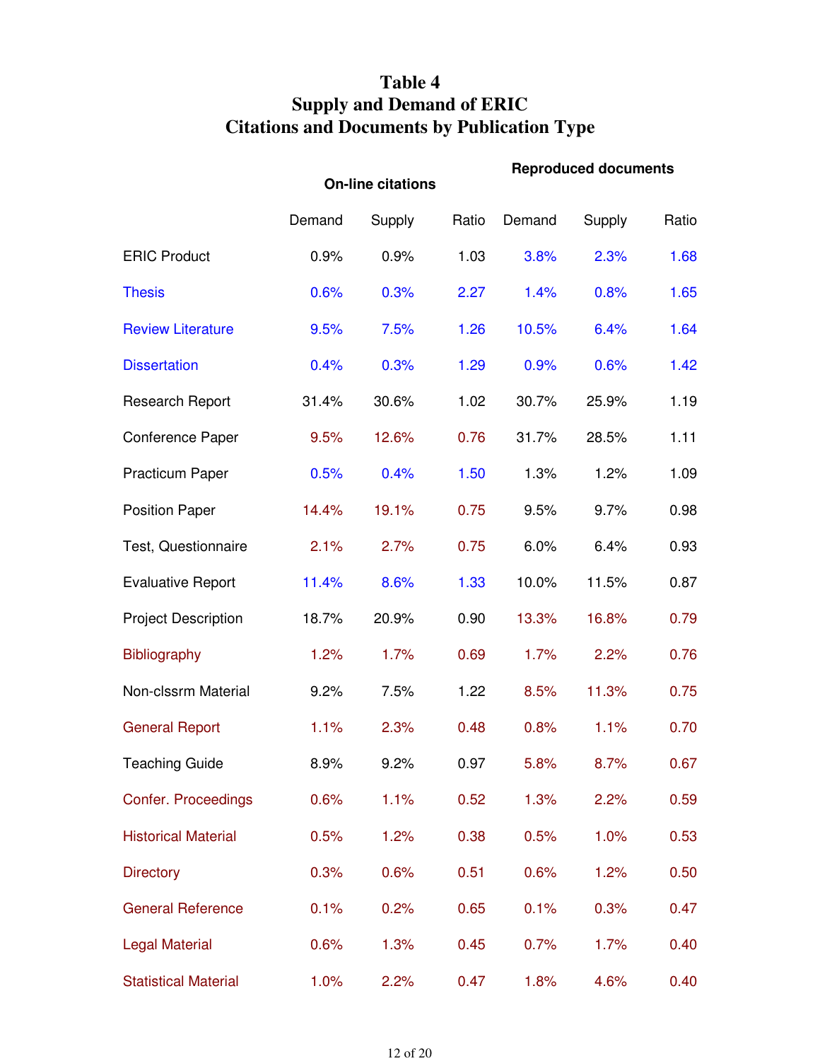# Table 4
## Supply and Demand of ERIC Citations and Documents by Publication Type

| | On-line citations | | | Reproduced documents | | |
|---|---|---|---|---|---|---|
| | Demand | Supply | Ratio | Demand | Supply | Ratio |
| ERIC Product | 0.9% | 0.9% | 1.03 | 3.8% | 2.3% | 1.68 |
| Thesis | 0.6% | 0.3% | 2.27 | 1.4% | 0.8% | 1.65 |
| Review Literature | 9.5% | 7.5% | 1.26 | 10.5% | 6.4% | 1.64 |
| Dissertation | 0.4% | 0.3% | 1.29 | 0.9% | 0.6% | 1.42 |
| Research Report | 31.4% | 30.6% | 1.02 | 30.7% | 25.9% | 1.19 |
| Conference Paper | 9.5% | 12.6% | 0.76 | 31.7% | 28.5% | 1.11 |
| Practicum Paper | 0.5% | 0.4% | 1.50 | 1.3% | 1.2% | 1.09 |
| Position Paper | 14.4% | 19.1% | 0.75 | 9.5% | 9.7% | 0.98 |
| Test, Questionnaire | 2.1% | 2.7% | 0.75 | 6.0% | 6.4% | 0.93 |
| Evaluative Report | 11.4% | 8.6% | 1.33 | 10.0% | 11.5% | 0.87 |
| Project Description | 18.7% | 20.9% | 0.90 | 13.3% | 16.8% | 0.79 |
| Bibliography | 1.2% | 1.7% | 0.69 | 1.7% | 2.2% | 0.76 |
| Non-clssrm Material | 9.2% | 7.5% | 1.22 | 8.5% | 11.3% | 0.75 |
| General Report | 1.1% | 2.3% | 0.48 | 0.8% | 1.1% | 0.70 |
| Teaching Guide | 8.9% | 9.2% | 0.97 | 5.8% | 8.7% | 0.67 |
| Confer. Proceedings | 0.6% | 1.1% | 0.52 | 1.3% | 2.2% | 0.59 |
| Historical Material | 0.5% | 1.2% | 0.38 | 0.5% | 1.0% | 0.53 |
| Directory | 0.3% | 0.6% | 0.51 | 0.6% | 1.2% | 0.50 |
| General Reference | 0.1% | 0.2% | 0.65 | 0.1% | 0.3% | 0.47 |
| Legal Material | 0.6% | 1.3% | 0.45 | 0.7% | 1.7% | 0.40 |
| Statistical Material | 1.0% | 2.2% | 0.47 | 1.8% | 4.6% | 0.40 |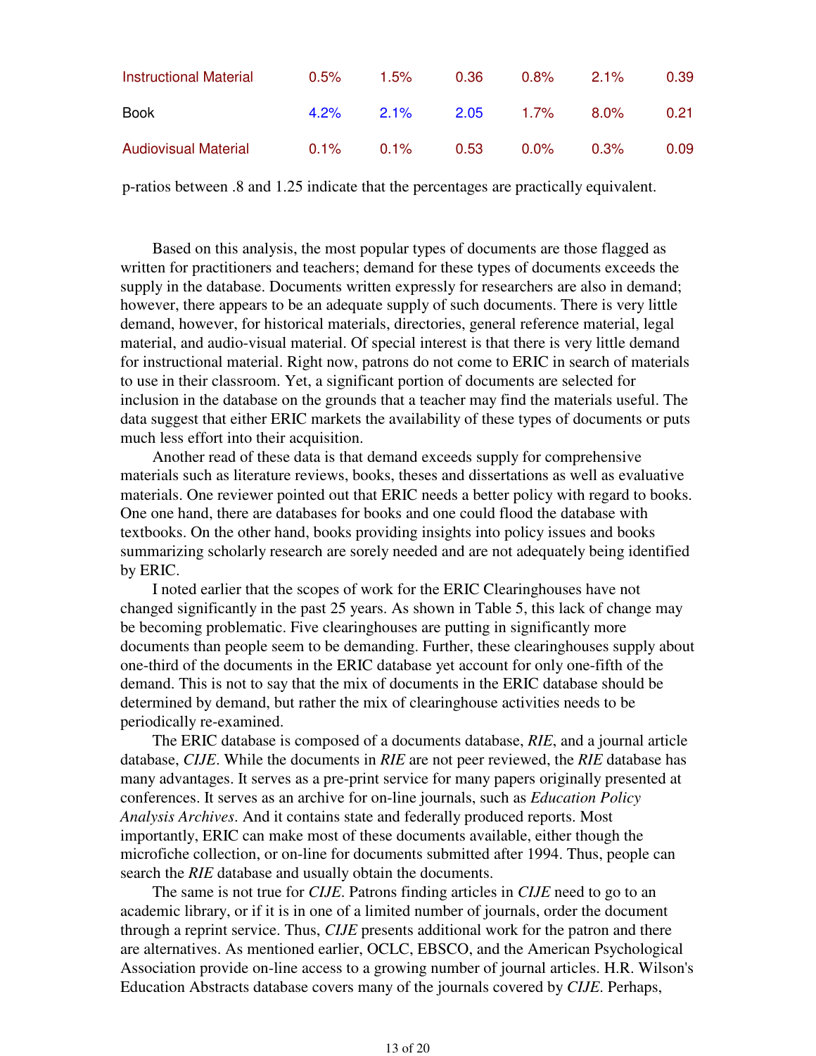| Instructional Material | 0.5% | 1.5% | 0.36 | 0.8% | 2.1% | 0.39 |
|---|---|---|---|---|---|---|
| Book | 4.2% | 2.1% | 2.05 | 1.7% | 8.0% | 0.21 |
| Audiovisual Material | 0.1% | 0.1% | 0.53 | 0.0% | 0.3% | 0.09 |

p-ratios between .8 and 1.25 indicate that the percentages are practically equivalent.

Based on this analysis, the most popular types of documents are those flagged as written for practitioners and teachers; demand for these types of documents exceeds the supply in the database. Documents written expressly for researchers are also in demand; however, there appears to be an adequate supply of such documents. There is very little demand, however, for historical materials, directories, general reference material, legal material, and audio-visual material. Of special interest is that there is very little demand for instructional material. Right now, patrons do not come to ERIC in search of materials to use in their classroom. Yet, a significant portion of documents are selected for inclusion in the database on the grounds that a teacher may find the materials useful. The data suggest that either ERIC markets the availability of these types of documents or puts much less effort into their acquisition.

Another read of these data is that demand exceeds supply for comprehensive materials such as literature reviews, books, theses and dissertations as well as evaluative materials. One reviewer pointed out that ERIC needs a better policy with regard to books. One one hand, there are databases for books and one could flood the database with textbooks. On the other hand, books providing insights into policy issues and books summarizing scholarly research are sorely needed and are not adequately being identified by ERIC.

I noted earlier that the scopes of work for the ERIC Clearinghouses have not changed significantly in the past 25 years. As shown in Table 5, this lack of change may be becoming problematic. Five clearinghouses are putting in significantly more documents than people seem to be demanding. Further, these clearinghouses supply about one-third of the documents in the ERIC database yet account for only one-fifth of the demand. This is not to say that the mix of documents in the ERIC database should be determined by demand, but rather the mix of clearinghouse activities needs to be periodically re-examined.

The ERIC database is composed of a documents database, *RIE*, and a journal article database, *CIJE*. While the documents in *RIE* are not peer reviewed, the *RIE* database has many advantages. It serves as a pre-print service for many papers originally presented at conferences. It serves as an archive for on-line journals, such as *Education Policy Analysis Archives*. And it contains state and federally produced reports. Most importantly, ERIC can make most of these documents available, either though the microfiche collection, or on-line for documents submitted after 1994. Thus, people can search the *RIE* database and usually obtain the documents.

The same is not true for *CIJE*. Patrons finding articles in *CIJE* need to go to an academic library, or if it is in one of a limited number of journals, order the document through a reprint service. Thus, *CIJE* presents additional work for the patron and there are alternatives. As mentioned earlier, OCLC, EBSCO, and the American Psychological Association provide on-line access to a growing number of journal articles. H.R. Wilson's Education Abstracts database covers many of the journals covered by *CIJE*. Perhaps,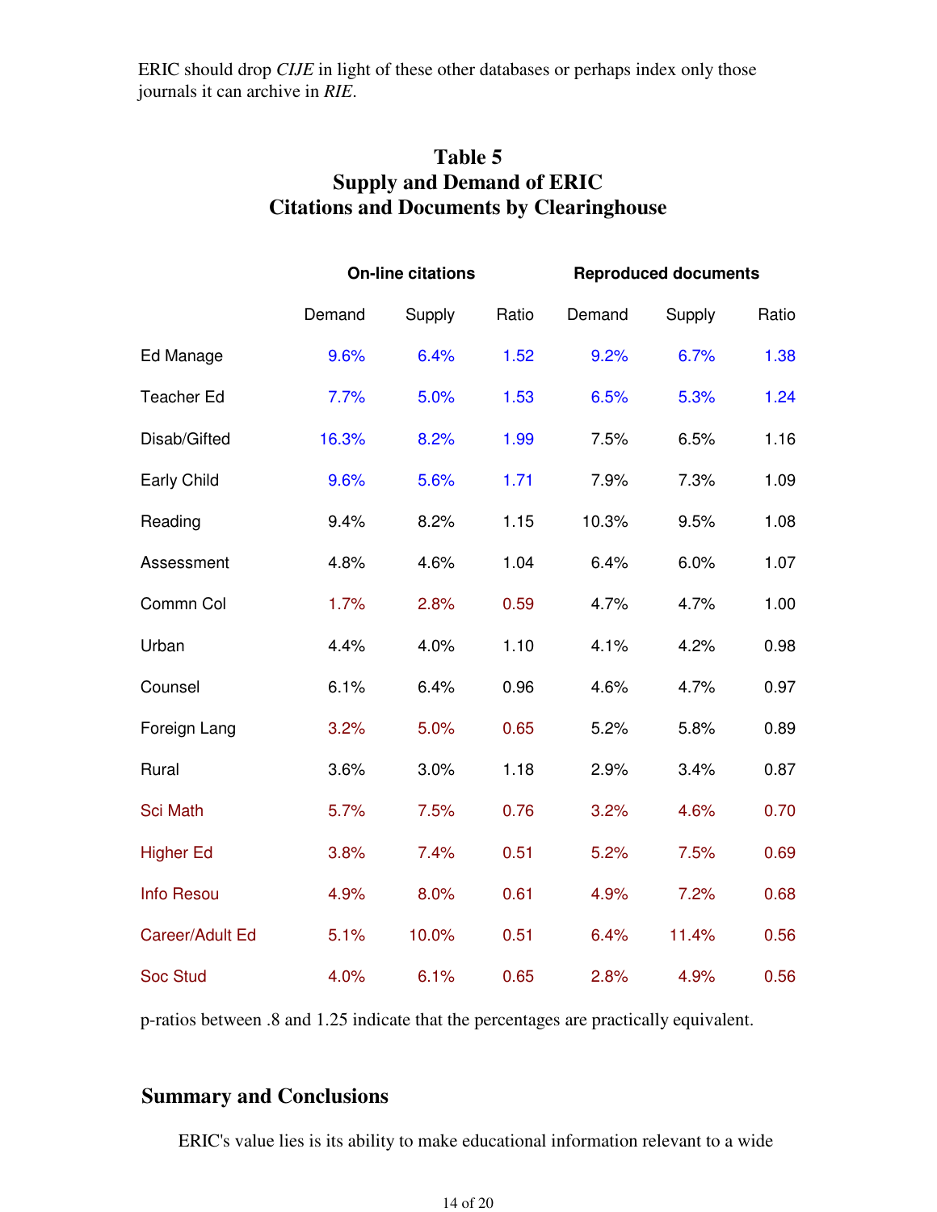ERIC should drop *CIJE* in light of these other databases or perhaps index only those journals it can archive in *RIE*.

**Table 5**
**Supply and Demand of ERIC**
**Citations and Documents by Clearinghouse**

| | On-line citations | | | Reproduced documents | | |
|---|---|---|---|---|---|---|
| | Demand | Supply | Ratio | Demand | Supply | Ratio |
| Ed Manage | 9.6% | 6.4% | 1.52 | 9.2% | 6.7% | 1.38 |
| Teacher Ed | 7.7% | 5.0% | 1.53 | 6.5% | 5.3% | 1.24 |
| Disab/Gifted | 16.3% | 8.2% | 1.99 | 7.5% | 6.5% | 1.16 |
| Early Child | 9.6% | 5.6% | 1.71 | 7.9% | 7.3% | 1.09 |
| Reading | 9.4% | 8.2% | 1.15 | 10.3% | 9.5% | 1.08 |
| Assessment | 4.8% | 4.6% | 1.04 | 6.4% | 6.0% | 1.07 |
| Commn Col | 1.7% | 2.8% | 0.59 | 4.7% | 4.7% | 1.00 |
| Urban | 4.4% | 4.0% | 1.10 | 4.1% | 4.2% | 0.98 |
| Counsel | 6.1% | 6.4% | 0.96 | 4.6% | 4.7% | 0.97 |
| Foreign Lang | 3.2% | 5.0% | 0.65 | 5.2% | 5.8% | 0.89 |
| Rural | 3.6% | 3.0% | 1.18 | 2.9% | 3.4% | 0.87 |
| Sci Math | 5.7% | 7.5% | 0.76 | 3.2% | 4.6% | 0.70 |
| Higher Ed | 3.8% | 7.4% | 0.51 | 5.2% | 7.5% | 0.69 |
| Info Resou | 4.9% | 8.0% | 0.61 | 4.9% | 7.2% | 0.68 |
| Career/Adult Ed | 5.1% | 10.0% | 0.51 | 6.4% | 11.4% | 0.56 |
| Soc Stud | 4.0% | 6.1% | 0.65 | 2.8% | 4.9% | 0.56 |

p-ratios between .8 and 1.25 indicate that the percentages are practically equivalent.

## Summary and Conclusions

ERIC's value lies is its ability to make educational information relevant to a wide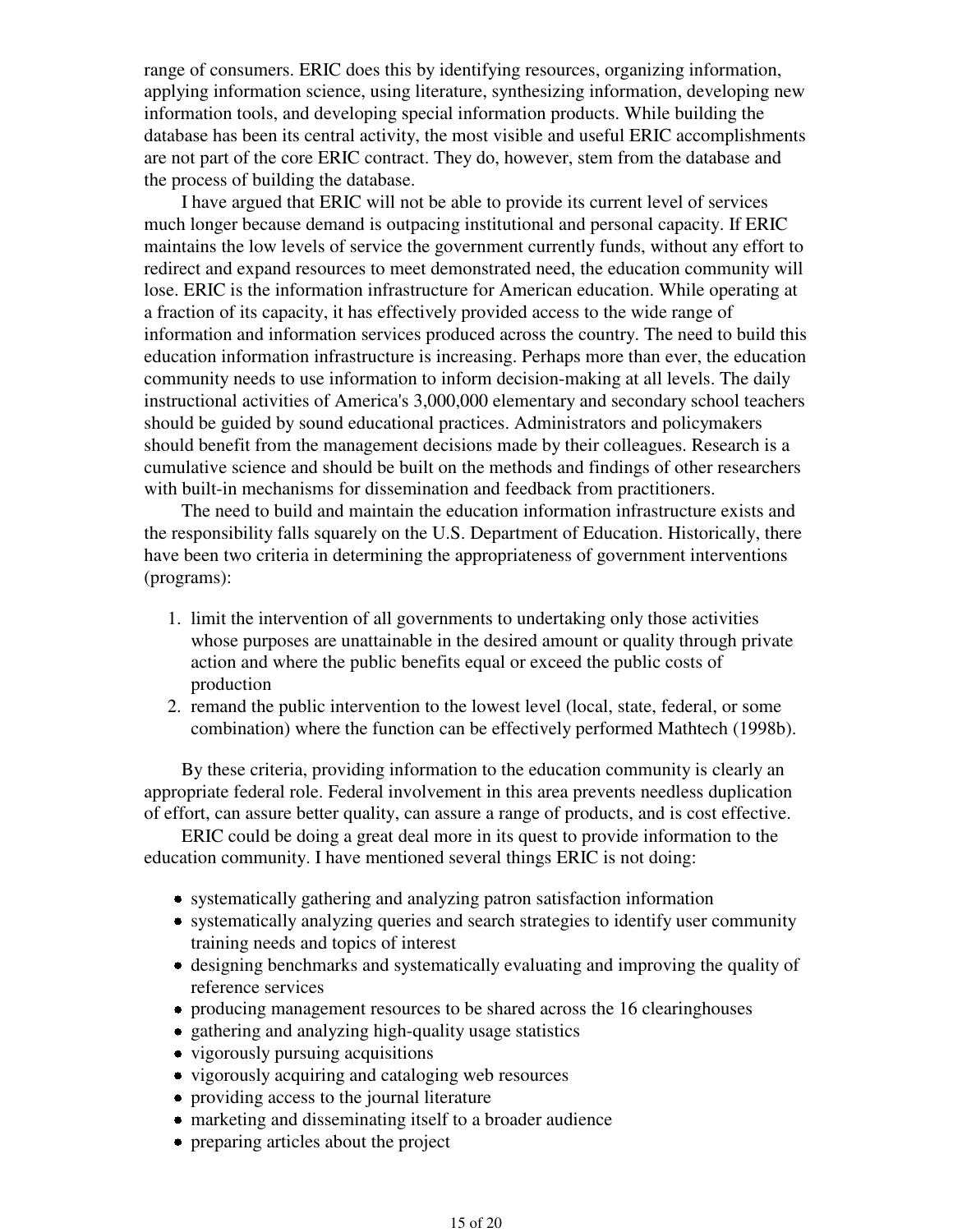range of consumers. ERIC does this by identifying resources, organizing information, applying information science, using literature, synthesizing information, developing new information tools, and developing special information products. While building the database has been its central activity, the most visible and useful ERIC accomplishments are not part of the core ERIC contract. They do, however, stem from the database and the process of building the database.

I have argued that ERIC will not be able to provide its current level of services much longer because demand is outpacing institutional and personal capacity. If ERIC maintains the low levels of service the government currently funds, without any effort to redirect and expand resources to meet demonstrated need, the education community will lose. ERIC is the information infrastructure for American education. While operating at a fraction of its capacity, it has effectively provided access to the wide range of information and information services produced across the country. The need to build this education information infrastructure is increasing. Perhaps more than ever, the education community needs to use information to inform decision-making at all levels. The daily instructional activities of America's 3,000,000 elementary and secondary school teachers should be guided by sound educational practices. Administrators and policymakers should benefit from the management decisions made by their colleagues. Research is a cumulative science and should be built on the methods and findings of other researchers with built-in mechanisms for dissemination and feedback from practitioners.

The need to build and maintain the education information infrastructure exists and the responsibility falls squarely on the U.S. Department of Education. Historically, there have been two criteria in determining the appropriateness of government interventions (programs):

1. limit the intervention of all governments to undertaking only those activities whose purposes are unattainable in the desired amount or quality through private action and where the public benefits equal or exceed the public costs of production
2. remand the public intervention to the lowest level (local, state, federal, or some combination) where the function can be effectively performed Mathtech (1998b).

By these criteria, providing information to the education community is clearly an appropriate federal role. Federal involvement in this area prevents needless duplication of effort, can assure better quality, can assure a range of products, and is cost effective.

ERIC could be doing a great deal more in its quest to provide information to the education community. I have mentioned several things ERIC is not doing:

- systematically gathering and analyzing patron satisfaction information
- systematically analyzing queries and search strategies to identify user community training needs and topics of interest
- designing benchmarks and systematically evaluating and improving the quality of reference services
- producing management resources to be shared across the 16 clearinghouses
- gathering and analyzing high-quality usage statistics
- vigorously pursuing acquisitions
- vigorously acquiring and cataloging web resources
- providing access to the journal literature
- marketing and disseminating itself to a broader audience
- preparing articles about the project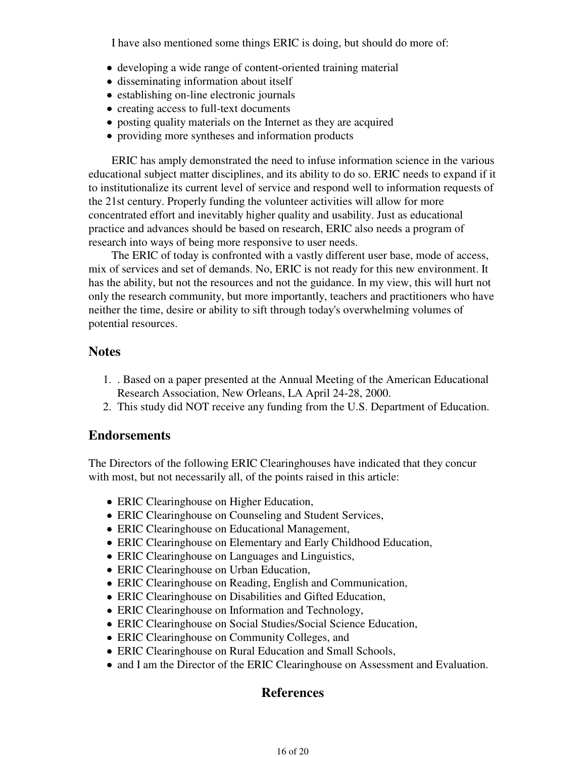I have also mentioned some things ERIC is doing, but should do more of:

- developing a wide range of content-oriented training material
- disseminating information about itself
- establishing on-line electronic journals
- creating access to full-text documents
- posting quality materials on the Internet as they are acquired
- providing more syntheses and information products

ERIC has amply demonstrated the need to infuse information science in the various educational subject matter disciplines, and its ability to do so. ERIC needs to expand if it to institutionalize its current level of service and respond well to information requests of the 21st century. Properly funding the volunteer activities will allow for more concentrated effort and inevitably higher quality and usability. Just as educational practice and advances should be based on research, ERIC also needs a program of research into ways of being more responsive to user needs.

The ERIC of today is confronted with a vastly different user base, mode of access, mix of services and set of demands. No, ERIC is not ready for this new environment. It has the ability, but not the resources and not the guidance. In my view, this will hurt not only the research community, but more importantly, teachers and practitioners who have neither the time, desire or ability to sift through today's overwhelming volumes of potential resources.

## Notes

1. . Based on a paper presented at the Annual Meeting of the American Educational Research Association, New Orleans, LA April 24-28, 2000.
2. This study did NOT receive any funding from the U.S. Department of Education.

## Endorsements

The Directors of the following ERIC Clearinghouses have indicated that they concur with most, but not necessarily all, of the points raised in this article:

- ERIC Clearinghouse on Higher Education,
- ERIC Clearinghouse on Counseling and Student Services,
- ERIC Clearinghouse on Educational Management,
- ERIC Clearinghouse on Elementary and Early Childhood Education,
- ERIC Clearinghouse on Languages and Linguistics,
- ERIC Clearinghouse on Urban Education,
- ERIC Clearinghouse on Reading, English and Communication,
- ERIC Clearinghouse on Disabilities and Gifted Education,
- ERIC Clearinghouse on Information and Technology,
- ERIC Clearinghouse on Social Studies/Social Science Education,
- ERIC Clearinghouse on Community Colleges, and
- ERIC Clearinghouse on Rural Education and Small Schools,
- and I am the Director of the ERIC Clearinghouse on Assessment and Evaluation.

## References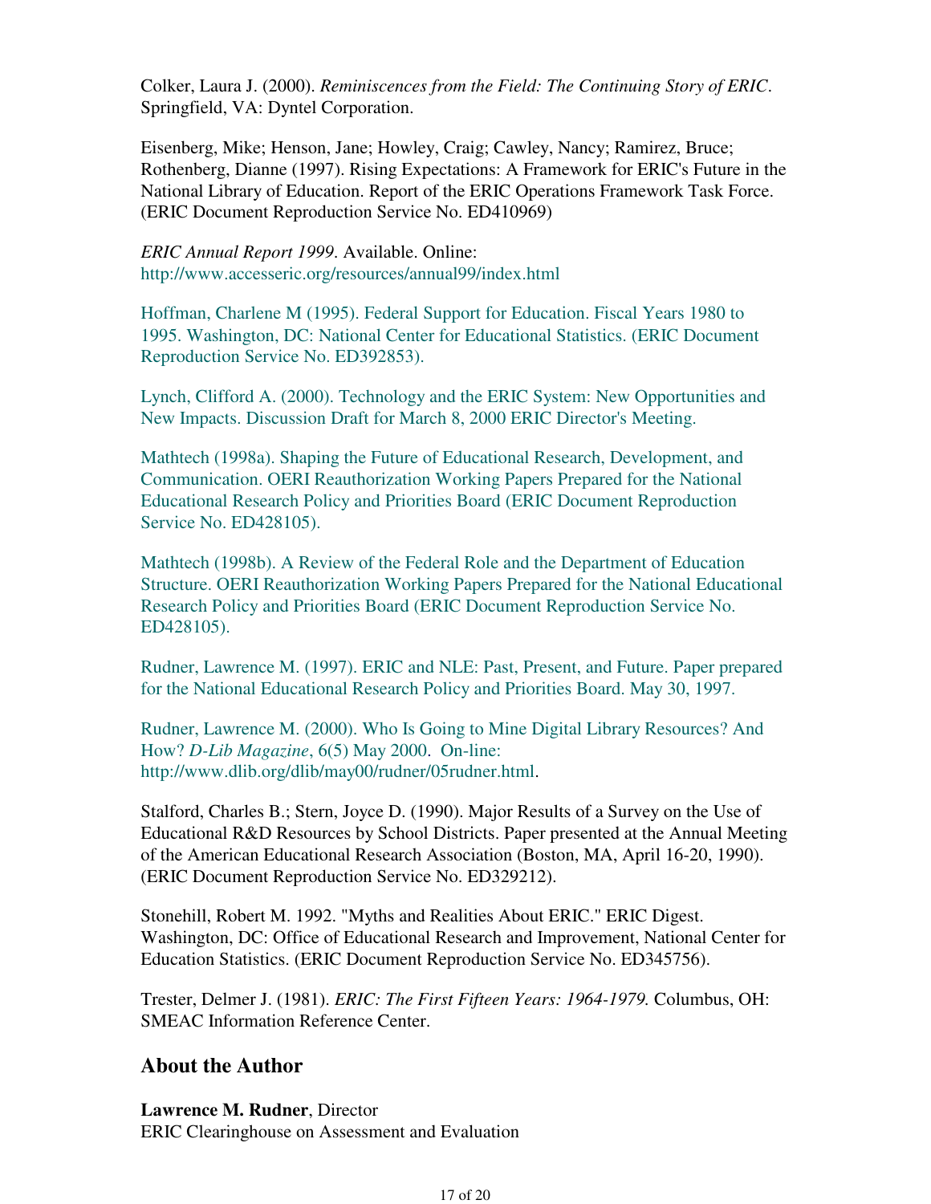Colker, Laura J. (2000). *Reminiscences from the Field: The Continuing Story of ERIC*. Springfield, VA: Dyntel Corporation.

Eisenberg, Mike; Henson, Jane; Howley, Craig; Cawley, Nancy; Ramirez, Bruce; Rothenberg, Dianne (1997). Rising Expectations: A Framework for ERIC's Future in the National Library of Education. Report of the ERIC Operations Framework Task Force. (ERIC Document Reproduction Service No. ED410969)

*ERIC Annual Report 1999*. Available. Online: http://www.accesseric.org/resources/annual99/index.html

Hoffman, Charlene M (1995). Federal Support for Education. Fiscal Years 1980 to 1995. Washington, DC: National Center for Educational Statistics. (ERIC Document Reproduction Service No. ED392853).

Lynch, Clifford A. (2000). Technology and the ERIC System: New Opportunities and New Impacts. Discussion Draft for March 8, 2000 ERIC Director's Meeting.

Mathtech (1998a). Shaping the Future of Educational Research, Development, and Communication. OERI Reauthorization Working Papers Prepared for the National Educational Research Policy and Priorities Board (ERIC Document Reproduction Service No. ED428105).

Mathtech (1998b). A Review of the Federal Role and the Department of Education Structure. OERI Reauthorization Working Papers Prepared for the National Educational Research Policy and Priorities Board (ERIC Document Reproduction Service No. ED428105).

Rudner, Lawrence M. (1997). ERIC and NLE: Past, Present, and Future. Paper prepared for the National Educational Research Policy and Priorities Board. May 30, 1997.

Rudner, Lawrence M. (2000). Who Is Going to Mine Digital Library Resources? And How? *D-Lib Magazine*, 6(5) May 2000. On-line: http://www.dlib.org/dlib/may00/rudner/05rudner.html.

Stalford, Charles B.; Stern, Joyce D. (1990). Major Results of a Survey on the Use of Educational R&D Resources by School Districts. Paper presented at the Annual Meeting of the American Educational Research Association (Boston, MA, April 16-20, 1990). (ERIC Document Reproduction Service No. ED329212).

Stonehill, Robert M. 1992. "Myths and Realities About ERIC." ERIC Digest. Washington, DC: Office of Educational Research and Improvement, National Center for Education Statistics. (ERIC Document Reproduction Service No. ED345756).

Trester, Delmer J. (1981). *ERIC: The First Fifteen Years: 1964-1979.* Columbus, OH: SMEAC Information Reference Center.

## About the Author

**Lawrence M. Rudner**, Director
ERIC Clearinghouse on Assessment and Evaluation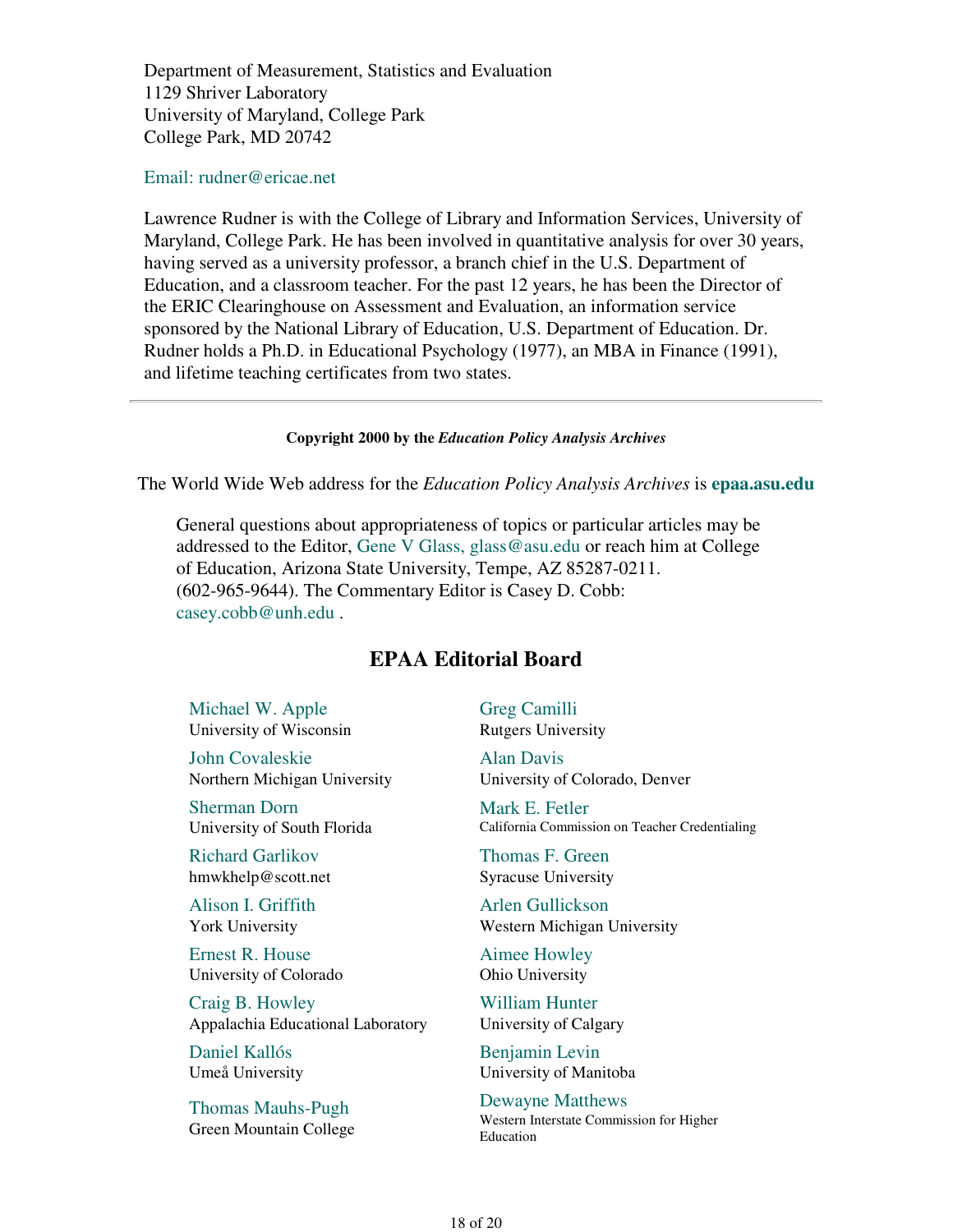Department of Measurement, Statistics and Evaluation
1129 Shriver Laboratory
University of Maryland, College Park
College Park, MD 20742

Email: rudner@ericae.net

Lawrence Rudner is with the College of Library and Information Services, University of Maryland, College Park. He has been involved in quantitative analysis for over 30 years, having served as a university professor, a branch chief in the U.S. Department of Education, and a classroom teacher. For the past 12 years, he has been the Director of the ERIC Clearinghouse on Assessment and Evaluation, an information service sponsored by the National Library of Education, U.S. Department of Education. Dr. Rudner holds a Ph.D. in Educational Psychology (1977), an MBA in Finance (1991), and lifetime teaching certificates from two states.

---

**Copyright 2000 by the *Education Policy Analysis Archives***

The World Wide Web address for the *Education Policy Analysis Archives* is **epaa.asu.edu**

General questions about appropriateness of topics or particular articles may be addressed to the Editor, Gene V Glass, glass@asu.edu or reach him at College of Education, Arizona State University, Tempe, AZ 85287-0211. (602-965-9644). The Commentary Editor is Casey D. Cobb: casey.cobb@unh.edu .

## EPAA Editorial Board

Michael W. Apple
University of Wisconsin

Greg Camilli
Rutgers University

John Covaleskie
Northern Michigan University

Alan Davis
University of Colorado, Denver

Sherman Dorn
University of South Florida

Mark E. Fetler
California Commission on Teacher Credentialing

Richard Garlikov
hmwkhelp@scott.net

Thomas F. Green
Syracuse University

Alison I. Griffith
York University

Arlen Gullickson
Western Michigan University

Ernest R. House
University of Colorado

Aimee Howley
Ohio University

Craig B. Howley
Appalachia Educational Laboratory

William Hunter
University of Calgary

Daniel Kallós
Umeå University

Benjamin Levin
University of Manitoba

Thomas Mauhs-Pugh
Green Mountain College

Dewayne Matthews
Western Interstate Commission for Higher Education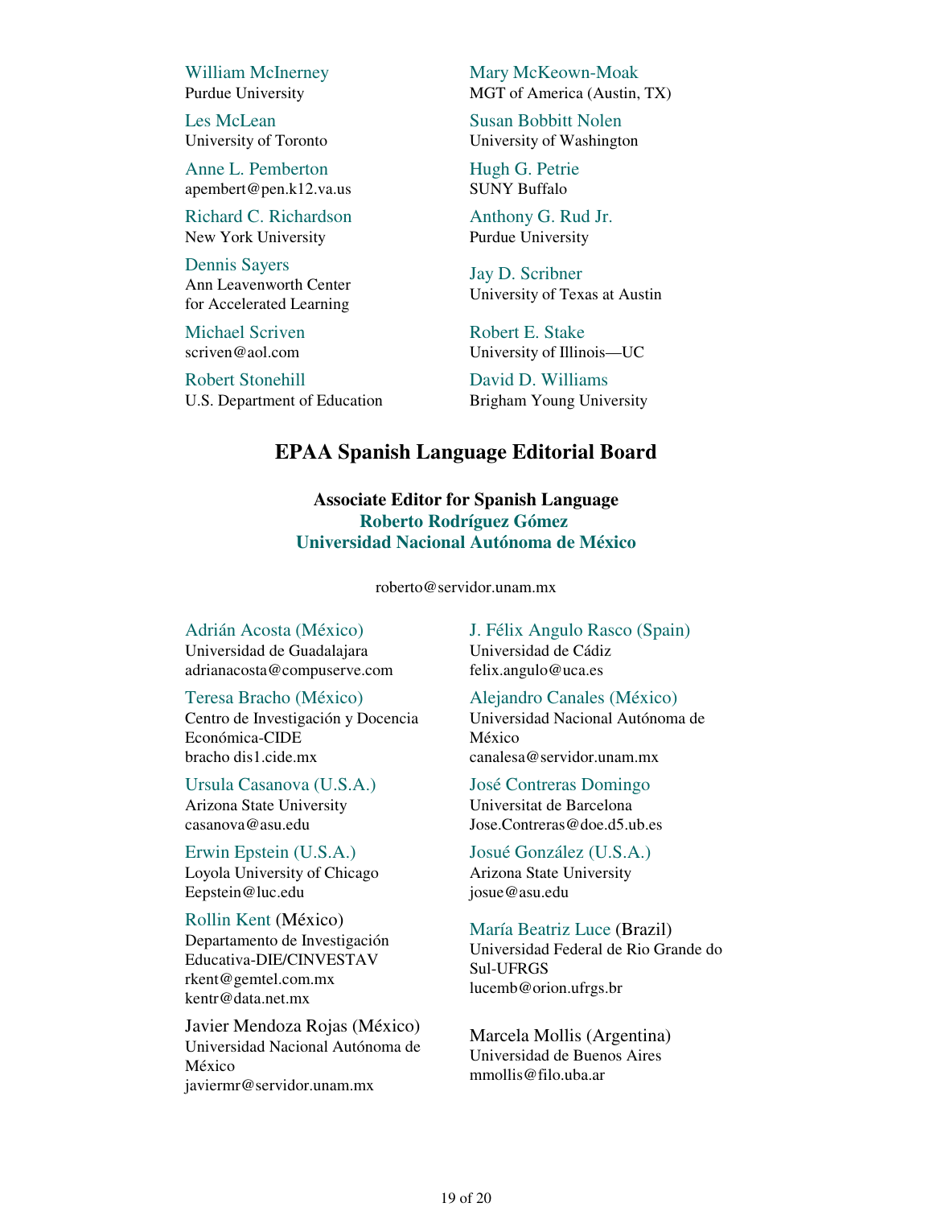William McInerney
Purdue University

Mary McKeown-Moak
MGT of America (Austin, TX)

Les McLean
University of Toronto

Susan Bobbitt Nolen
University of Washington

Anne L. Pemberton
apembert@pen.k12.va.us

Hugh G. Petrie
SUNY Buffalo

Richard C. Richardson
New York University

Anthony G. Rud Jr.
Purdue University

Dennis Sayers
Ann Leavenworth Center
for Accelerated Learning

Jay D. Scribner
University of Texas at Austin

Michael Scriven
scriven@aol.com

Robert E. Stake
University of Illinois—UC

Robert Stonehill
U.S. Department of Education

David D. Williams
Brigham Young University

## EPAA Spanish Language Editorial Board

**Associate Editor for Spanish Language**
**Roberto Rodríguez Gómez**
**Universidad Nacional Autónoma de México**

roberto@servidor.unam.mx

Adrián Acosta (México)
Universidad de Guadalajara
adrianacosta@compuserve.com

J. Félix Angulo Rasco (Spain)
Universidad de Cádiz
felix.angulo@uca.es

Teresa Bracho (México)
Centro de Investigación y Docencia Económica-CIDE
bracho dis1.cide.mx

Alejandro Canales (México)
Universidad Nacional Autónoma de México
canalesa@servidor.unam.mx

Ursula Casanova (U.S.A.)
Arizona State University
casanova@asu.edu

José Contreras Domingo
Universitat de Barcelona
Jose.Contreras@doe.d5.ub.es

Erwin Epstein (U.S.A.)
Loyola University of Chicago
Eepstein@luc.edu

Josué González (U.S.A.)
Arizona State University
josue@asu.edu

Rollin Kent (México)
Departamento de Investigación Educativa-DIE/CINVESTAV
rkent@gemtel.com.mx
kentr@data.net.mx

María Beatriz Luce (Brazil)
Universidad Federal de Rio Grande do Sul-UFRGS
lucemb@orion.ufrgs.br

Javier Mendoza Rojas (México)
Universidad Nacional Autónoma de México
javiermr@servidor.unam.mx

Marcela Mollis (Argentina)
Universidad de Buenos Aires
mmollis@filo.uba.ar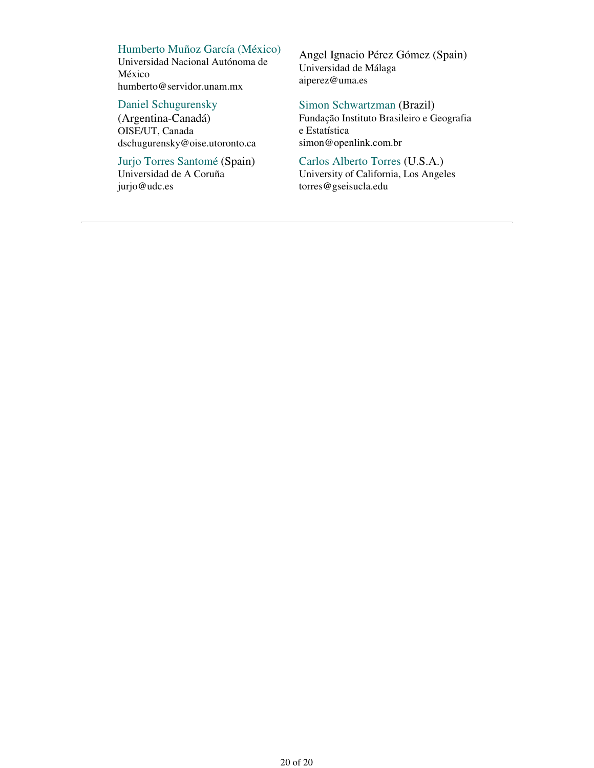Humberto Muñoz García (México)
Universidad Nacional Autónoma de México
humberto@servidor.unam.mx

Angel Ignacio Pérez Gómez (Spain)
Universidad de Málaga
aiperez@uma.es

Daniel Schugurensky (Argentina-Canadá)
OISE/UT, Canada
dschugurensky@oise.utoronto.ca

Simon Schwartzman (Brazil)
Fundação Instituto Brasileiro e Geografia e Estatística
simon@openlink.com.br

Jurjo Torres Santomé (Spain)
Universidad de A Coruña
jurjo@udc.es

Carlos Alberto Torres (U.S.A.)
University of California, Los Angeles
torres@gseisucla.edu

---